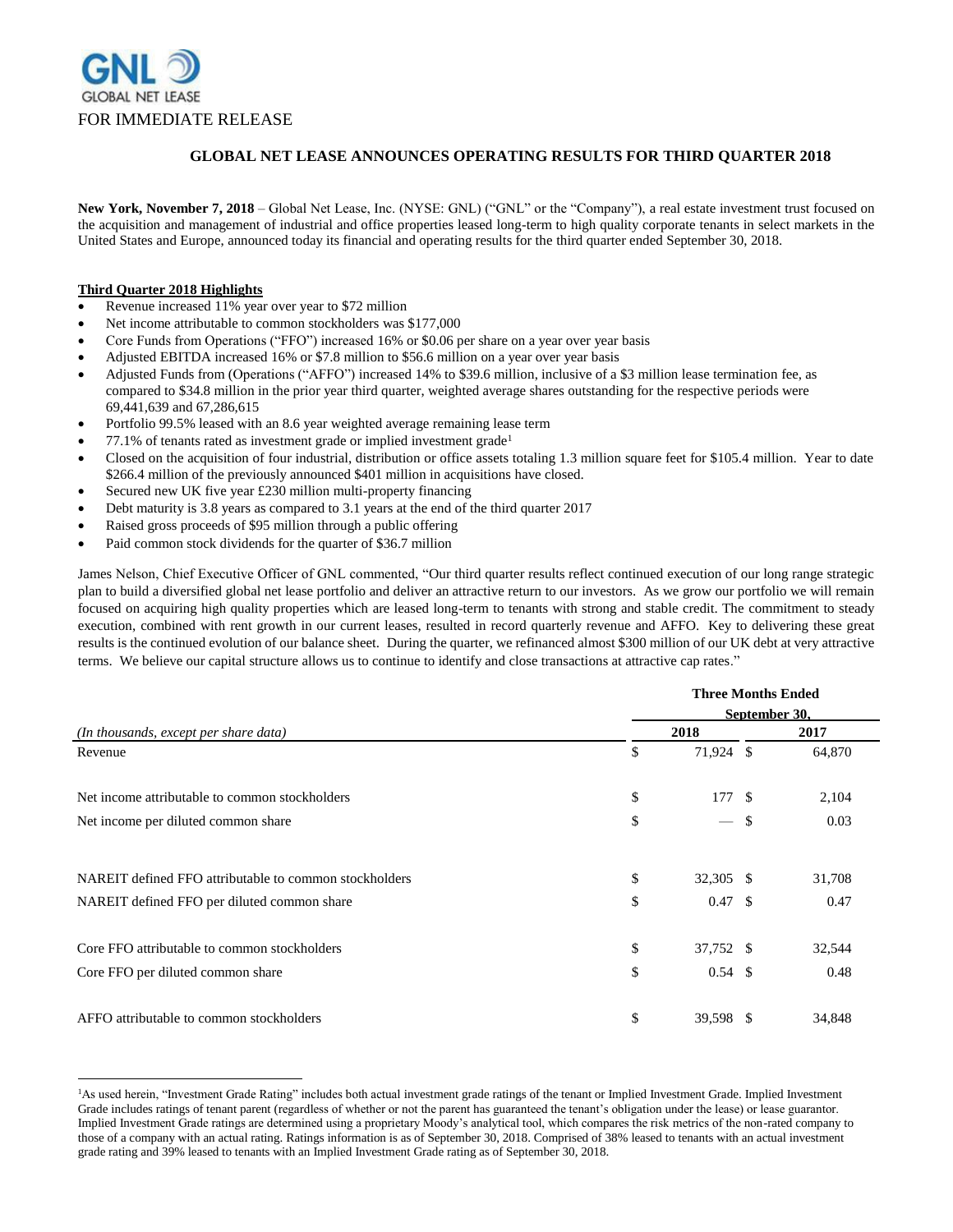GNL GLOBAL NET LEASE

FOR IMMEDIATE RELEASE

## GLOBAL NET LEASE ANNOUNCES OPERATING RESULTS FOR THIRD QUARTER 2018

**New York, November 7, 2018** – Global Net Lease, Inc. (NYSE: GNL) ("GNL" or the "Company"), a real estate investment trust focused on the acquisition and management of industrial and office properties leased long-term to high quality corporate tenants in select markets in the United States and Europe, announced today its financial and operating results for the third quarter ended September 30, 2018.

**Third Quarter 2018 Highlights**

- Revenue increased 11% year over year to $72 million
- Net income attributable to common stockholders was $177,000
- Core Funds from Operations ("FFO") increased 16% or $0.06 per share on a year over year basis
- Adjusted EBITDA increased 16% or $7.8 million to $56.6 million on a year over year basis
- Adjusted Funds from (Operations ("AFFO") increased 14% to $39.6 million, inclusive of a $3 million lease termination fee, as compared to $34.8 million in the prior year third quarter, weighted average shares outstanding for the respective periods were 69,441,639 and 67,286,615
- Portfolio 99.5% leased with an 8.6 year weighted average remaining lease term
- 77.1% of tenants rated as investment grade or implied investment grade[1]
- Closed on the acquisition of four industrial, distribution or office assets totaling 1.3 million square feet for $105.4 million. Year to date $266.4 million of the previously announced $401 million in acquisitions have closed.
- Secured new UK five year £230 million multi-property financing
- Debt maturity is 3.8 years as compared to 3.1 years at the end of the third quarter 2017
- Raised gross proceeds of $95 million through a public offering
- Paid common stock dividends for the quarter of $36.7 million

James Nelson, Chief Executive Officer of GNL commented, "Our third quarter results reflect continued execution of our long range strategic plan to build a diversified global net lease portfolio and deliver an attractive return to our investors. As we grow our portfolio we will remain focused on acquiring high quality properties which are leased long-term to tenants with strong and stable credit. The commitment to steady execution, combined with rent growth in our current leases, resulted in record quarterly revenue and AFFO. Key to delivering these great results is the continued evolution of our balance sheet. During the quarter, we refinanced almost $300 million of our UK debt at very attractive terms. We believe our capital structure allows us to continue to identify and close transactions at attractive cap rates."

| | Three Months Ended September 30, | |
|---|---|---|
| *(In thousands, except per share data)* | 2018 | 2017 |
| Revenue | $ 71,924 | $ 64,870 |
| Net income attributable to common stockholders | $ 177 | $ 2,104 |
| Net income per diluted common share | $ — | $ 0.03 |
| NAREIT defined FFO attributable to common stockholders | $ 32,305 | $ 31,708 |
| NAREIT defined FFO per diluted common share | $ 0.47 | $ 0.47 |
| Core FFO attributable to common stockholders | $ 37,752 | $ 32,544 |
| Core FFO per diluted common share | $ 0.54 | $ 0.48 |
| AFFO attributable to common stockholders | $ 39,598 | $ 34,848 |

[1]As used herein, "Investment Grade Rating" includes both actual investment grade ratings of the tenant or Implied Investment Grade. Implied Investment Grade includes ratings of tenant parent (regardless of whether or not the parent has guaranteed the tenant's obligation under the lease) or lease guarantor. Implied Investment Grade ratings are determined using a proprietary Moody's analytical tool, which compares the risk metrics of the non-rated company to those of a company with an actual rating. Ratings information is as of September 30, 2018. Comprised of 38% leased to tenants with an actual investment grade rating and 39% leased to tenants with an Implied Investment Grade rating as of September 30, 2018.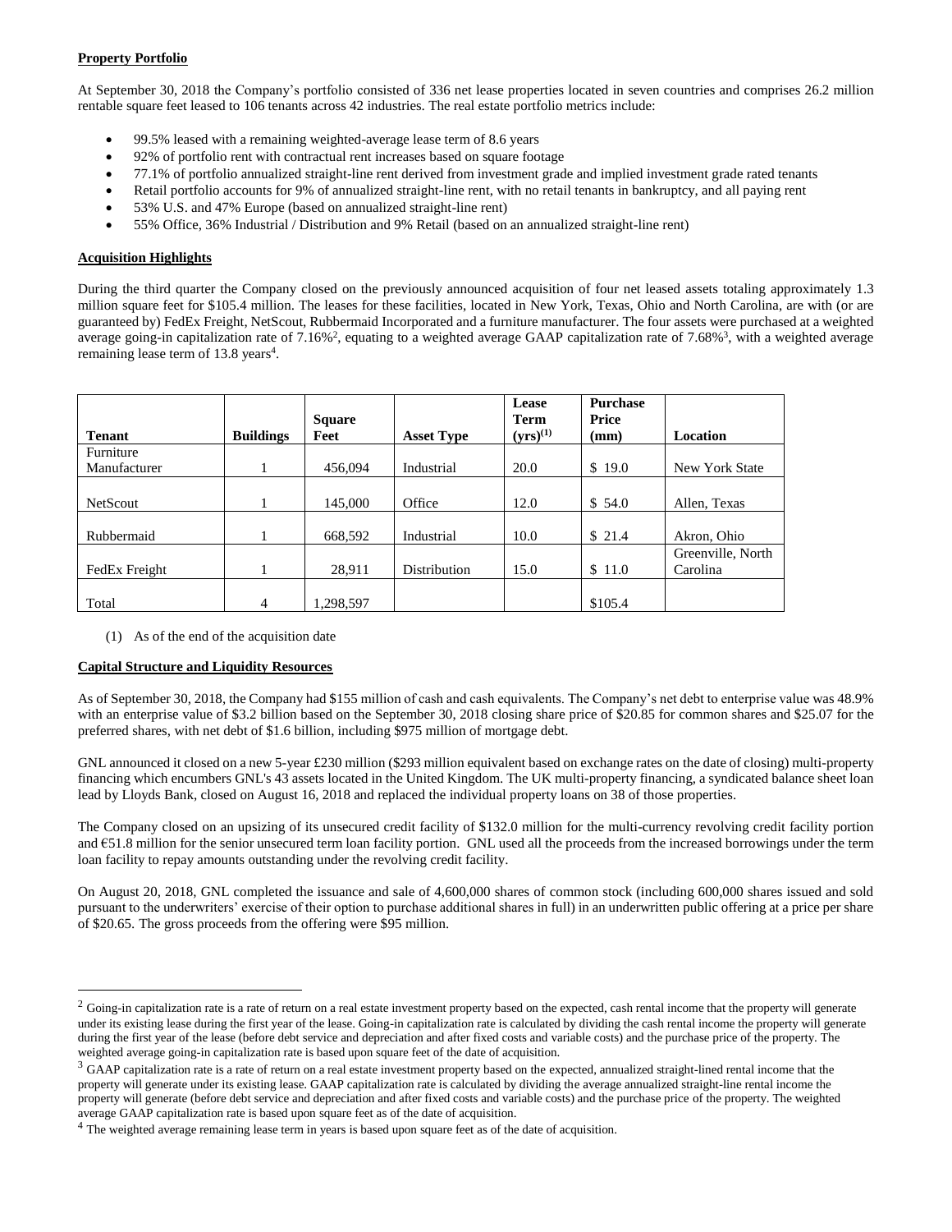**Property Portfolio**

At September 30, 2018 the Company's portfolio consisted of 336 net lease properties located in seven countries and comprises 26.2 million rentable square feet leased to 106 tenants across 42 industries. The real estate portfolio metrics include:

- 99.5% leased with a remaining weighted-average lease term of 8.6 years
- 92% of portfolio rent with contractual rent increases based on square footage
- 77.1% of portfolio annualized straight-line rent derived from investment grade and implied investment grade rated tenants
- Retail portfolio accounts for 9% of annualized straight-line rent, with no retail tenants in bankruptcy, and all paying rent
- 53% U.S. and 47% Europe (based on annualized straight-line rent)
- 55% Office, 36% Industrial / Distribution and 9% Retail (based on an annualized straight-line rent)

**Acquisition Highlights**

During the third quarter the Company closed on the previously announced acquisition of four net leased assets totaling approximately 1.3 million square feet for $105.4 million. The leases for these facilities, located in New York, Texas, Ohio and North Carolina, are with (or are guaranteed by) FedEx Freight, NetScout, Rubbermaid Incorporated and a furniture manufacturer. The four assets were purchased at a weighted average going-in capitalization rate of 7.16%[2], equating to a weighted average GAAP capitalization rate of 7.68%[3], with a weighted average remaining lease term of 13.8 years[4].

| Tenant | Buildings | Square Feet | Asset Type | Lease Term (yrs)[(1)] | Purchase Price (mm) | Location |
|---|---|---|---|---|---|---|
| Furniture Manufacturer | 1 | 456,094 | Industrial | 20.0 | $ 19.0 | New York State |
| NetScout | 1 | 145,000 | Office | 12.0 | $ 54.0 | Allen, Texas |
| Rubbermaid | 1 | 668,592 | Industrial | 10.0 | $ 21.4 | Akron, Ohio |
| FedEx Freight | 1 | 28,911 | Distribution | 15.0 | $ 11.0 | Greenville, North Carolina |
| Total | 4 | 1,298,597 | | | $105.4 | |

(1) As of the end of the acquisition date

**Capital Structure and Liquidity Resources**

As of September 30, 2018, the Company had $155 million of cash and cash equivalents. The Company's net debt to enterprise value was 48.9% with an enterprise value of $3.2 billion based on the September 30, 2018 closing share price of $20.85 for common shares and $25.07 for the preferred shares, with net debt of $1.6 billion, including $975 million of mortgage debt.

GNL announced it closed on a new 5-year £230 million ($293 million equivalent based on exchange rates on the date of closing) multi-property financing which encumbers GNL's 43 assets located in the United Kingdom. The UK multi-property financing, a syndicated balance sheet loan lead by Lloyds Bank, closed on August 16, 2018 and replaced the individual property loans on 38 of those properties.

The Company closed on an upsizing of its unsecured credit facility of $132.0 million for the multi-currency revolving credit facility portion and €51.8 million for the senior unsecured term loan facility portion. GNL used all the proceeds from the increased borrowings under the term loan facility to repay amounts outstanding under the revolving credit facility.

On August 20, 2018, GNL completed the issuance and sale of 4,600,000 shares of common stock (including 600,000 shares issued and sold pursuant to the underwriters' exercise of their option to purchase additional shares in full) in an underwritten public offering at a price per share of $20.65. The gross proceeds from the offering were $95 million.

---

[2] Going-in capitalization rate is a rate of return on a real estate investment property based on the expected, cash rental income that the property will generate under its existing lease during the first year of the lease. Going-in capitalization rate is calculated by dividing the cash rental income the property will generate during the first year of the lease (before debt service and depreciation and after fixed costs and variable costs) and the purchase price of the property. The weighted average going-in capitalization rate is based upon square feet of the date of acquisition.

[3] GAAP capitalization rate is a rate of return on a real estate investment property based on the expected, annualized straight-lined rental income that the property will generate under its existing lease. GAAP capitalization rate is calculated by dividing the average annualized straight-line rental income the property will generate (before debt service and depreciation and after fixed costs and variable costs) and the purchase price of the property. The weighted average GAAP capitalization rate is based upon square feet as of the date of acquisition.

[4] The weighted average remaining lease term in years is based upon square feet as of the date of acquisition.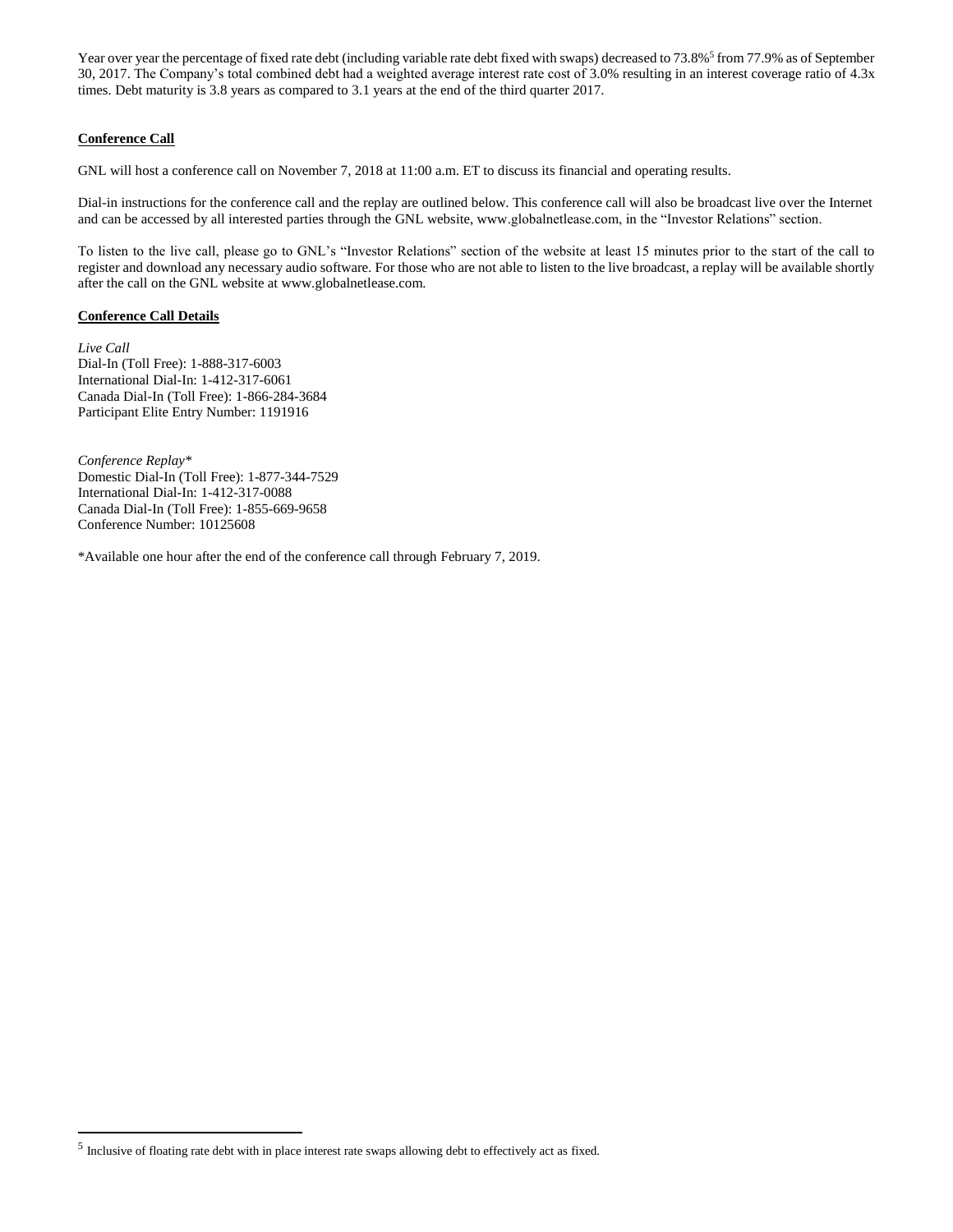Year over year the percentage of fixed rate debt (including variable rate debt fixed with swaps) decreased to 73.8%[5] from 77.9% as of September 30, 2017. The Company's total combined debt had a weighted average interest rate cost of 3.0% resulting in an interest coverage ratio of 4.3x times. Debt maturity is 3.8 years as compared to 3.1 years at the end of the third quarter 2017.

**Conference Call**

GNL will host a conference call on November 7, 2018 at 11:00 a.m. ET to discuss its financial and operating results.

Dial-in instructions for the conference call and the replay are outlined below. This conference call will also be broadcast live over the Internet and can be accessed by all interested parties through the GNL website, www.globalnetlease.com, in the "Investor Relations" section.

To listen to the live call, please go to GNL's "Investor Relations" section of the website at least 15 minutes prior to the start of the call to register and download any necessary audio software. For those who are not able to listen to the live broadcast, a replay will be available shortly after the call on the GNL website at www.globalnetlease.com.

**Conference Call Details**

*Live Call*
Dial-In (Toll Free): 1-888-317-6003
International Dial-In: 1-412-317-6061
Canada Dial-In (Toll Free): 1-866-284-3684
Participant Elite Entry Number: 1191916

*Conference Replay**
Domestic Dial-In (Toll Free): 1-877-344-7529
International Dial-In: 1-412-317-0088
Canada Dial-In (Toll Free): 1-855-669-9658
Conference Number: 10125608

*Available one hour after the end of the conference call through February 7, 2019.

[5] Inclusive of floating rate debt with in place interest rate swaps allowing debt to effectively act as fixed.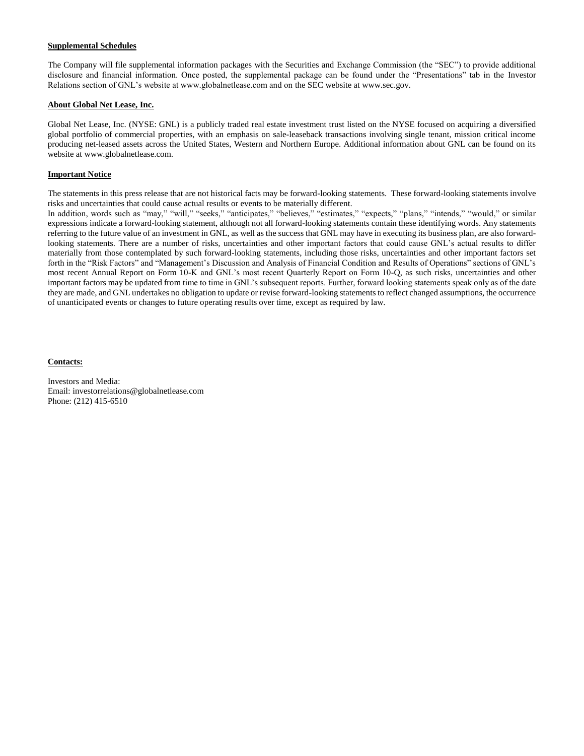**Supplemental Schedules**

The Company will file supplemental information packages with the Securities and Exchange Commission (the "SEC") to provide additional disclosure and financial information. Once posted, the supplemental package can be found under the "Presentations" tab in the Investor Relations section of GNL's website at www.globalnetlease.com and on the SEC website at www.sec.gov.

**About Global Net Lease, Inc.**

Global Net Lease, Inc. (NYSE: GNL) is a publicly traded real estate investment trust listed on the NYSE focused on acquiring a diversified global portfolio of commercial properties, with an emphasis on sale-leaseback transactions involving single tenant, mission critical income producing net-leased assets across the United States, Western and Northern Europe. Additional information about GNL can be found on its website at www.globalnetlease.com.

**Important Notice**

The statements in this press release that are not historical facts may be forward-looking statements. These forward-looking statements involve risks and uncertainties that could cause actual results or events to be materially different.
In addition, words such as "may," "will," "seeks," "anticipates," "believes," "estimates," "expects," "plans," "intends," "would," or similar expressions indicate a forward-looking statement, although not all forward-looking statements contain these identifying words. Any statements referring to the future value of an investment in GNL, as well as the success that GNL may have in executing its business plan, are also forward-looking statements. There are a number of risks, uncertainties and other important factors that could cause GNL's actual results to differ materially from those contemplated by such forward-looking statements, including those risks, uncertainties and other important factors set forth in the "Risk Factors" and "Management's Discussion and Analysis of Financial Condition and Results of Operations" sections of GNL's most recent Annual Report on Form 10-K and GNL's most recent Quarterly Report on Form 10-Q, as such risks, uncertainties and other important factors may be updated from time to time in GNL's subsequent reports. Further, forward looking statements speak only as of the date they are made, and GNL undertakes no obligation to update or revise forward-looking statements to reflect changed assumptions, the occurrence of unanticipated events or changes to future operating results over time, except as required by law.

**Contacts:**

Investors and Media:
Email: investorrelations@globalnetlease.com
Phone: (212) 415-6510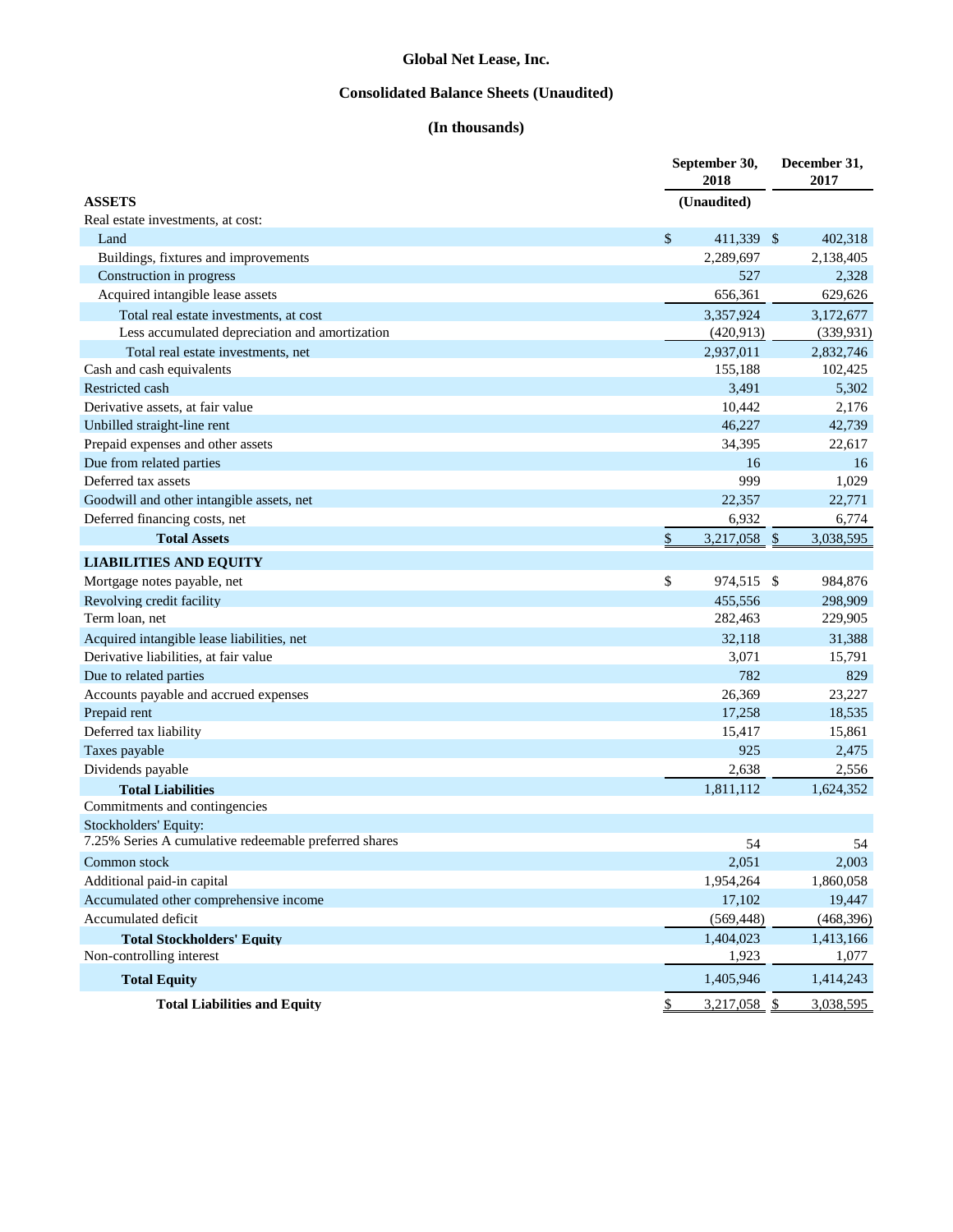# Global Net Lease, Inc.

## Consolidated Balance Sheets (Unaudited)

### (In thousands)

| | September 30, 2018 | December 31, 2017 |
|---|---|---|
| **ASSETS** | **(Unaudited)** | |
| Real estate investments, at cost: | | |
| Land | $ 411,339 | $ 402,318 |
| Buildings, fixtures and improvements | 2,289,697 | 2,138,405 |
| Construction in progress | 527 | 2,328 |
| Acquired intangible lease assets | 656,361 | 629,626 |
| Total real estate investments, at cost | 3,357,924 | 3,172,677 |
| Less accumulated depreciation and amortization | (420,913) | (339,931) |
| Total real estate investments, net | 2,937,011 | 2,832,746 |
| Cash and cash equivalents | 155,188 | 102,425 |
| Restricted cash | 3,491 | 5,302 |
| Derivative assets, at fair value | 10,442 | 2,176 |
| Unbilled straight-line rent | 46,227 | 42,739 |
| Prepaid expenses and other assets | 34,395 | 22,617 |
| Due from related parties | 16 | 16 |
| Deferred tax assets | 999 | 1,029 |
| Goodwill and other intangible assets, net | 22,357 | 22,771 |
| Deferred financing costs, net | 6,932 | 6,774 |
| **Total Assets** | $ 3,217,058 | $ 3,038,595 |
| **LIABILITIES AND EQUITY** | | |
| Mortgage notes payable, net | $ 974,515 | $ 984,876 |
| Revolving credit facility | 455,556 | 298,909 |
| Term loan, net | 282,463 | 229,905 |
| Acquired intangible lease liabilities, net | 32,118 | 31,388 |
| Derivative liabilities, at fair value | 3,071 | 15,791 |
| Due to related parties | 782 | 829 |
| Accounts payable and accrued expenses | 26,369 | 23,227 |
| Prepaid rent | 17,258 | 18,535 |
| Deferred tax liability | 15,417 | 15,861 |
| Taxes payable | 925 | 2,475 |
| Dividends payable | 2,638 | 2,556 |
| **Total Liabilities** | 1,811,112 | 1,624,352 |
| Commitments and contingencies | | |
| Stockholders' Equity: | | |
| 7.25% Series A cumulative redeemable preferred shares | 54 | 54 |
| Common stock | 2,051 | 2,003 |
| Additional paid-in capital | 1,954,264 | 1,860,058 |
| Accumulated other comprehensive income | 17,102 | 19,447 |
| Accumulated deficit | (569,448) | (468,396) |
| **Total Stockholders' Equity** | 1,404,023 | 1,413,166 |
| Non-controlling interest | 1,923 | 1,077 |
| **Total Equity** | 1,405,946 | 1,414,243 |
| **Total Liabilities and Equity** | $ 3,217,058 | $ 3,038,595 |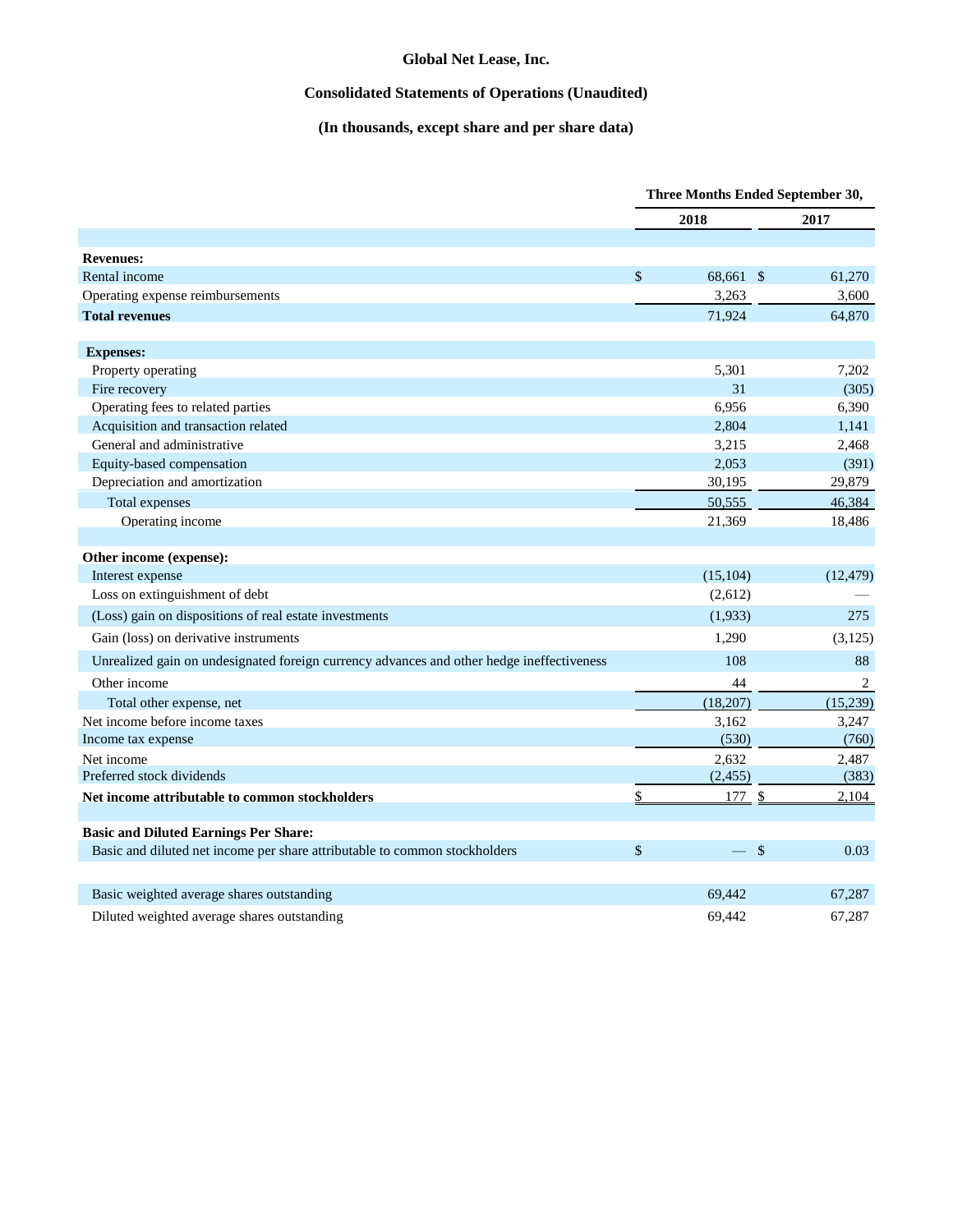# Global Net Lease, Inc.

## Consolidated Statements of Operations (Unaudited)

### (In thousands, except share and per share data)

| | Three Months Ended September 30, | |
|---|---|---|
| | 2018 | 2017 |
| **Revenues:** | | |
| Rental income | $ 68,661 | $ 61,270 |
| Operating expense reimbursements | 3,263 | 3,600 |
| **Total revenues** | 71,924 | 64,870 |
| **Expenses:** | | |
| Property operating | 5,301 | 7,202 |
| Fire recovery | 31 | (305) |
| Operating fees to related parties | 6,956 | 6,390 |
| Acquisition and transaction related | 2,804 | 1,141 |
| General and administrative | 3,215 | 2,468 |
| Equity-based compensation | 2,053 | (391) |
| Depreciation and amortization | 30,195 | 29,879 |
| Total expenses | 50,555 | 46,384 |
| Operating income | 21,369 | 18,486 |
| **Other income (expense):** | | |
| Interest expense | (15,104) | (12,479) |
| Loss on extinguishment of debt | (2,612) | — |
| (Loss) gain on dispositions of real estate investments | (1,933) | 275 |
| Gain (loss) on derivative instruments | 1,290 | (3,125) |
| Unrealized gain on undesignated foreign currency advances and other hedge ineffectiveness | 108 | 88 |
| Other income | 44 | 2 |
| Total other expense, net | (18,207) | (15,239) |
| Net income before income taxes | 3,162 | 3,247 |
| Income tax expense | (530) | (760) |
| Net income | 2,632 | 2,487 |
| Preferred stock dividends | (2,455) | (383) |
| **Net income attributable to common stockholders** | $ 177 | $ 2,104 |
| **Basic and Diluted Earnings Per Share:** | | |
| Basic and diluted net income per share attributable to common stockholders | $ — | $ 0.03 |
| Basic weighted average shares outstanding | 69,442 | 67,287 |
| Diluted weighted average shares outstanding | 69,442 | 67,287 |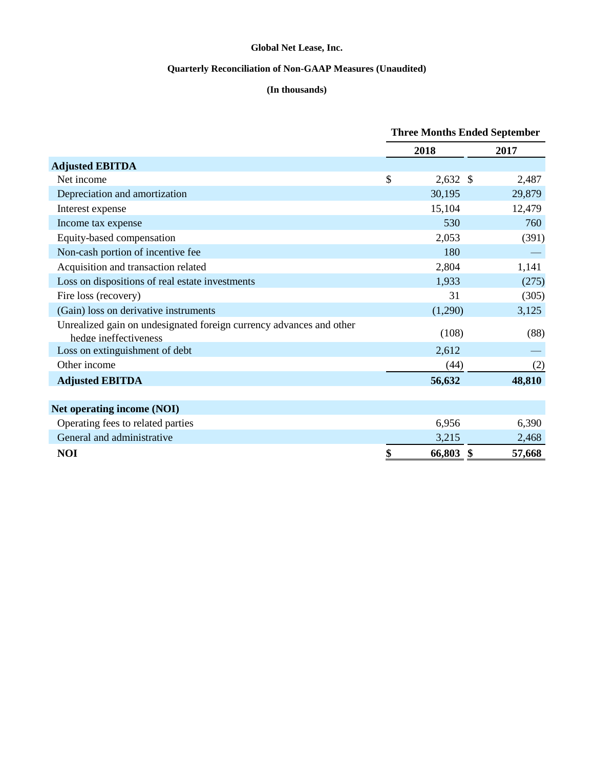**Global Net Lease, Inc.**

**Quarterly Reconciliation of Non-GAAP Measures (Unaudited)**

**(In thousands)**

| | Three Months Ended September | |
|---|---|---|
| | **2018** | **2017** |
| **Adjusted EBITDA** | | |
| Net income | $ 2,632 | $ 2,487 |
| Depreciation and amortization | 30,195 | 29,879 |
| Interest expense | 15,104 | 12,479 |
| Income tax expense | 530 | 760 |
| Equity-based compensation | 2,053 | (391) |
| Non-cash portion of incentive fee | 180 | — |
| Acquisition and transaction related | 2,804 | 1,141 |
| Loss on dispositions of real estate investments | 1,933 | (275) |
| Fire loss (recovery) | 31 | (305) |
| (Gain) loss on derivative instruments | (1,290) | 3,125 |
| Unrealized gain on undesignated foreign currency advances and other hedge ineffectiveness | (108) | (88) |
| Loss on extinguishment of debt | 2,612 | — |
| Other income | (44) | (2) |
| **Adjusted EBITDA** | **56,632** | **48,810** |
| | | |
| **Net operating income (NOI)** | | |
| Operating fees to related parties | 6,956 | 6,390 |
| General and administrative | 3,215 | 2,468 |
| **NOI** | **$ 66,803** | **$ 57,668** |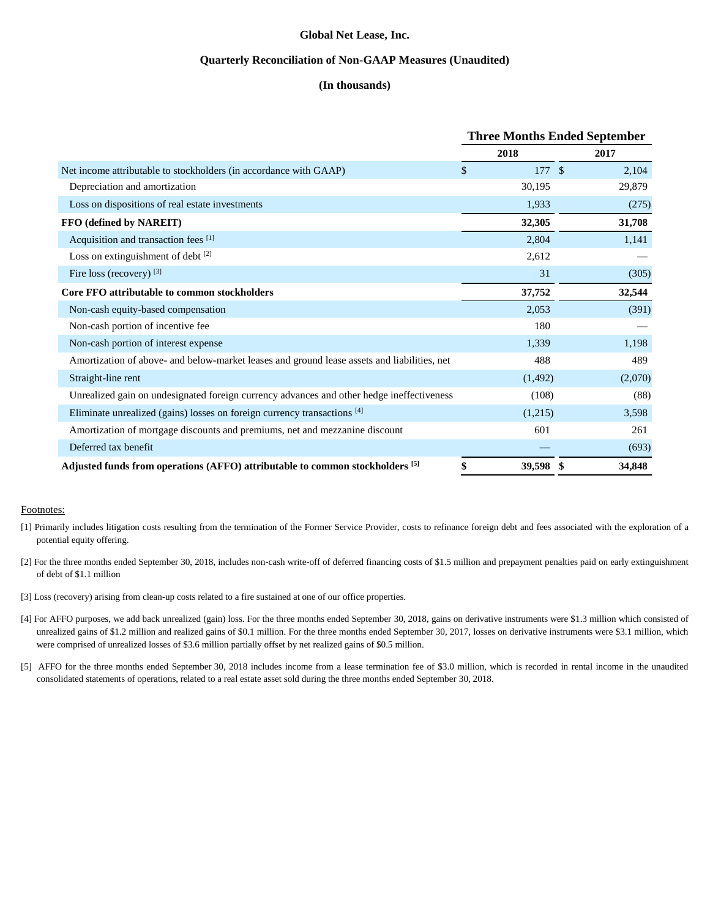**Global Net Lease, Inc.**

**Quarterly Reconciliation of Non-GAAP Measures (Unaudited)**

**(In thousands)**

| | Three Months Ended September | |
|---|---|---|
| | 2018 | 2017 |
| Net income attributable to stockholders (in accordance with GAAP) | $ 177 | $ 2,104 |
| Depreciation and amortization | 30,195 | 29,879 |
| Loss on dispositions of real estate investments | 1,933 | (275) |
| **FFO (defined by NAREIT)** | **32,305** | **31,708** |
| Acquisition and transaction fees [1] | 2,804 | 1,141 |
| Loss on extinguishment of debt [2] | 2,612 | — |
| Fire loss (recovery) [3] | 31 | (305) |
| **Core FFO attributable to common stockholders** | **37,752** | **32,544** |
| Non-cash equity-based compensation | 2,053 | (391) |
| Non-cash portion of incentive fee | 180 | — |
| Non-cash portion of interest expense | 1,339 | 1,198 |
| Amortization of above- and below-market leases and ground lease assets and liabilities, net | 488 | 489 |
| Straight-line rent | (1,492) | (2,070) |
| Unrealized gain on undesignated foreign currency advances and other hedge ineffectiveness | (108) | (88) |
| Eliminate unrealized (gains) losses on foreign currency transactions [4] | (1,215) | 3,598 |
| Amortization of mortgage discounts and premiums, net and mezzanine discount | 601 | 261 |
| Deferred tax benefit | — | (693) |
| **Adjusted funds from operations (AFFO) attributable to common stockholders [5]** | **$ 39,598** | **$ 34,848** |

Footnotes:

[1] Primarily includes litigation costs resulting from the termination of the Former Service Provider, costs to refinance foreign debt and fees associated with the exploration of a potential equity offering.

[2] For the three months ended September 30, 2018, includes non-cash write-off of deferred financing costs of $1.5 million and prepayment penalties paid on early extinguishment of debt of $1.1 million

[3] Loss (recovery) arising from clean-up costs related to a fire sustained at one of our office properties.

[4] For AFFO purposes, we add back unrealized (gain) loss. For the three months ended September 30, 2018, gains on derivative instruments were $1.3 million which consisted of unrealized gains of $1.2 million and realized gains of $0.1 million. For the three months ended September 30, 2017, losses on derivative instruments were $3.1 million, which were comprised of unrealized losses of $3.6 million partially offset by net realized gains of $0.5 million.

[5] AFFO for the three months ended September 30, 2018 includes income from a lease termination fee of $3.0 million, which is recorded in rental income in the unaudited consolidated statements of operations, related to a real estate asset sold during the three months ended September 30, 2018.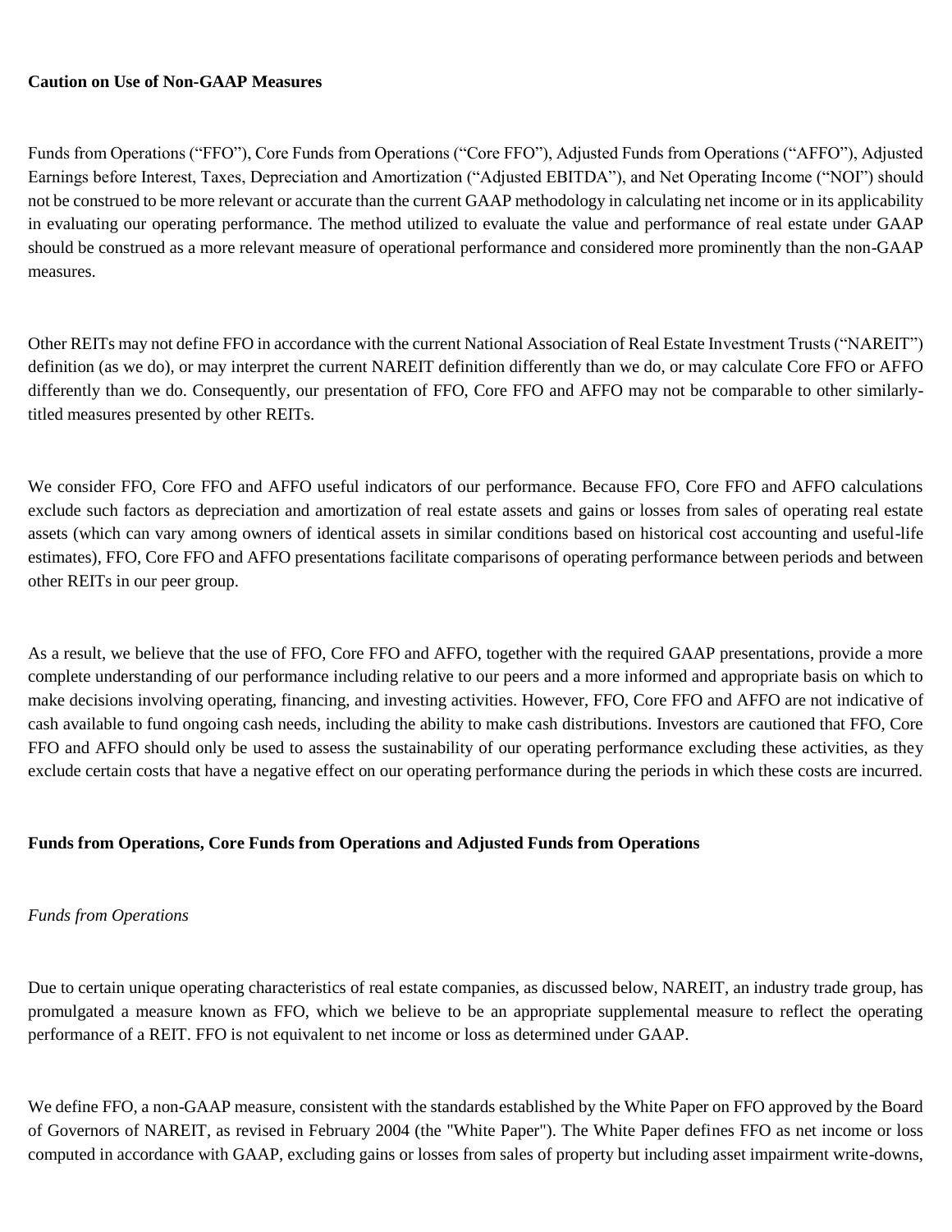**Caution on Use of Non-GAAP Measures**

Funds from Operations ("FFO"), Core Funds from Operations ("Core FFO"), Adjusted Funds from Operations ("AFFO"), Adjusted Earnings before Interest, Taxes, Depreciation and Amortization ("Adjusted EBITDA"), and Net Operating Income ("NOI") should not be construed to be more relevant or accurate than the current GAAP methodology in calculating net income or in its applicability in evaluating our operating performance. The method utilized to evaluate the value and performance of real estate under GAAP should be construed as a more relevant measure of operational performance and considered more prominently than the non-GAAP measures.

Other REITs may not define FFO in accordance with the current National Association of Real Estate Investment Trusts ("NAREIT") definition (as we do), or may interpret the current NAREIT definition differently than we do, or may calculate Core FFO or AFFO differently than we do. Consequently, our presentation of FFO, Core FFO and AFFO may not be comparable to other similarly-titled measures presented by other REITs.

We consider FFO, Core FFO and AFFO useful indicators of our performance. Because FFO, Core FFO and AFFO calculations exclude such factors as depreciation and amortization of real estate assets and gains or losses from sales of operating real estate assets (which can vary among owners of identical assets in similar conditions based on historical cost accounting and useful-life estimates), FFO, Core FFO and AFFO presentations facilitate comparisons of operating performance between periods and between other REITs in our peer group.

As a result, we believe that the use of FFO, Core FFO and AFFO, together with the required GAAP presentations, provide a more complete understanding of our performance including relative to our peers and a more informed and appropriate basis on which to make decisions involving operating, financing, and investing activities. However, FFO, Core FFO and AFFO are not indicative of cash available to fund ongoing cash needs, including the ability to make cash distributions. Investors are cautioned that FFO, Core FFO and AFFO should only be used to assess the sustainability of our operating performance excluding these activities, as they exclude certain costs that have a negative effect on our operating performance during the periods in which these costs are incurred.

**Funds from Operations, Core Funds from Operations and Adjusted Funds from Operations**

*Funds from Operations*

Due to certain unique operating characteristics of real estate companies, as discussed below, NAREIT, an industry trade group, has promulgated a measure known as FFO, which we believe to be an appropriate supplemental measure to reflect the operating performance of a REIT. FFO is not equivalent to net income or loss as determined under GAAP.

We define FFO, a non-GAAP measure, consistent with the standards established by the White Paper on FFO approved by the Board of Governors of NAREIT, as revised in February 2004 (the "White Paper"). The White Paper defines FFO as net income or loss computed in accordance with GAAP, excluding gains or losses from sales of property but including asset impairment write-downs,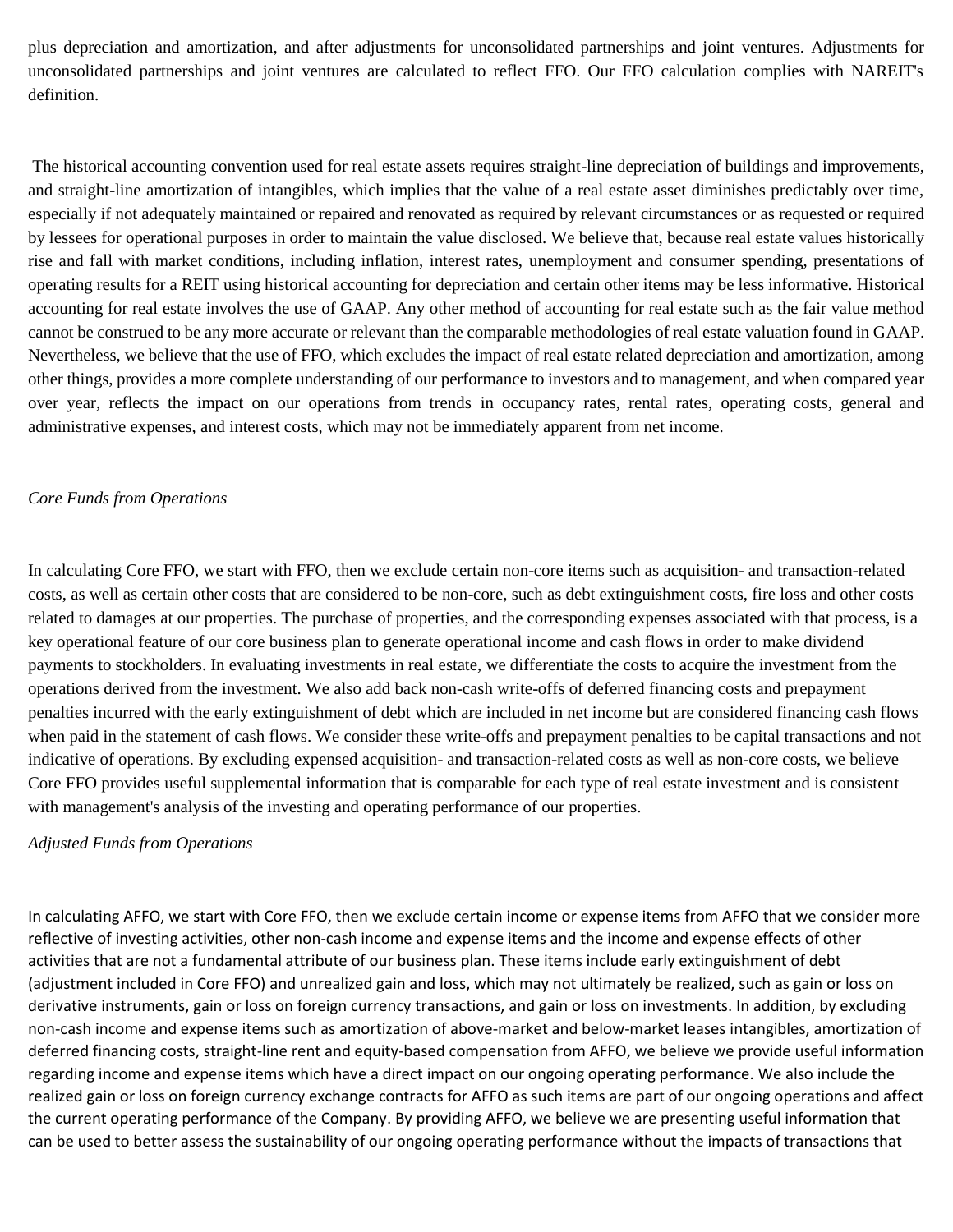plus depreciation and amortization, and after adjustments for unconsolidated partnerships and joint ventures. Adjustments for unconsolidated partnerships and joint ventures are calculated to reflect FFO. Our FFO calculation complies with NAREIT's definition.

The historical accounting convention used for real estate assets requires straight-line depreciation of buildings and improvements, and straight-line amortization of intangibles, which implies that the value of a real estate asset diminishes predictably over time, especially if not adequately maintained or repaired and renovated as required by relevant circumstances or as requested or required by lessees for operational purposes in order to maintain the value disclosed. We believe that, because real estate values historically rise and fall with market conditions, including inflation, interest rates, unemployment and consumer spending, presentations of operating results for a REIT using historical accounting for depreciation and certain other items may be less informative. Historical accounting for real estate involves the use of GAAP. Any other method of accounting for real estate such as the fair value method cannot be construed to be any more accurate or relevant than the comparable methodologies of real estate valuation found in GAAP. Nevertheless, we believe that the use of FFO, which excludes the impact of real estate related depreciation and amortization, among other things, provides a more complete understanding of our performance to investors and to management, and when compared year over year, reflects the impact on our operations from trends in occupancy rates, rental rates, operating costs, general and administrative expenses, and interest costs, which may not be immediately apparent from net income.

*Core Funds from Operations*

In calculating Core FFO, we start with FFO, then we exclude certain non-core items such as acquisition- and transaction-related costs, as well as certain other costs that are considered to be non-core, such as debt extinguishment costs, fire loss and other costs related to damages at our properties. The purchase of properties, and the corresponding expenses associated with that process, is a key operational feature of our core business plan to generate operational income and cash flows in order to make dividend payments to stockholders. In evaluating investments in real estate, we differentiate the costs to acquire the investment from the operations derived from the investment. We also add back non-cash write-offs of deferred financing costs and prepayment penalties incurred with the early extinguishment of debt which are included in net income but are considered financing cash flows when paid in the statement of cash flows. We consider these write-offs and prepayment penalties to be capital transactions and not indicative of operations. By excluding expensed acquisition- and transaction-related costs as well as non-core costs, we believe Core FFO provides useful supplemental information that is comparable for each type of real estate investment and is consistent with management's analysis of the investing and operating performance of our properties.

*Adjusted Funds from Operations*

In calculating AFFO, we start with Core FFO, then we exclude certain income or expense items from AFFO that we consider more reflective of investing activities, other non-cash income and expense items and the income and expense effects of other activities that are not a fundamental attribute of our business plan. These items include early extinguishment of debt (adjustment included in Core FFO) and unrealized gain and loss, which may not ultimately be realized, such as gain or loss on derivative instruments, gain or loss on foreign currency transactions, and gain or loss on investments. In addition, by excluding non-cash income and expense items such as amortization of above-market and below-market leases intangibles, amortization of deferred financing costs, straight-line rent and equity-based compensation from AFFO, we believe we provide useful information regarding income and expense items which have a direct impact on our ongoing operating performance. We also include the realized gain or loss on foreign currency exchange contracts for AFFO as such items are part of our ongoing operations and affect the current operating performance of the Company. By providing AFFO, we believe we are presenting useful information that can be used to better assess the sustainability of our ongoing operating performance without the impacts of transactions that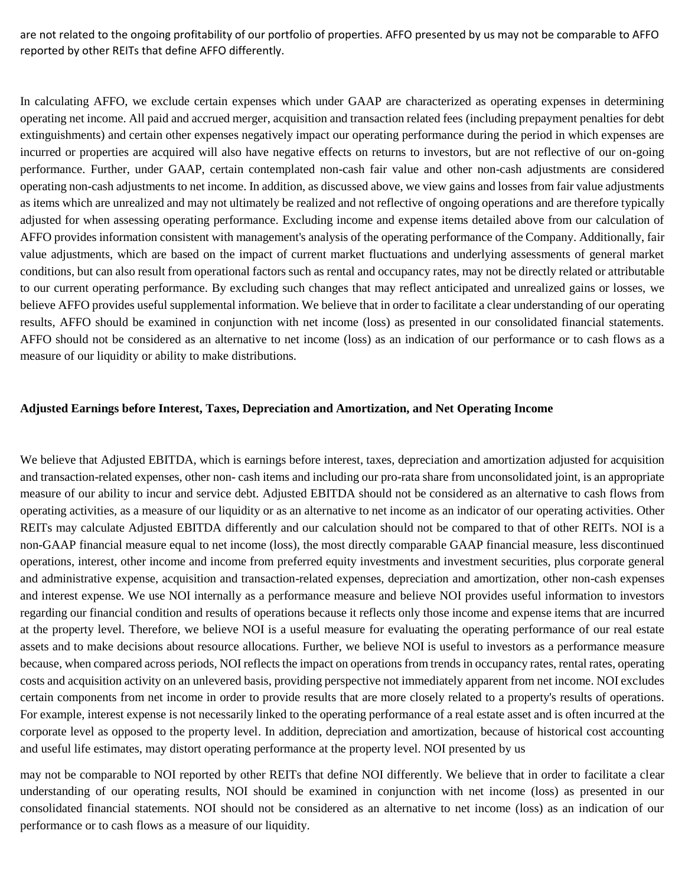are not related to the ongoing profitability of our portfolio of properties. AFFO presented by us may not be comparable to AFFO reported by other REITs that define AFFO differently.

In calculating AFFO, we exclude certain expenses which under GAAP are characterized as operating expenses in determining operating net income. All paid and accrued merger, acquisition and transaction related fees (including prepayment penalties for debt extinguishments) and certain other expenses negatively impact our operating performance during the period in which expenses are incurred or properties are acquired will also have negative effects on returns to investors, but are not reflective of our on-going performance. Further, under GAAP, certain contemplated non-cash fair value and other non-cash adjustments are considered operating non-cash adjustments to net income. In addition, as discussed above, we view gains and losses from fair value adjustments as items which are unrealized and may not ultimately be realized and not reflective of ongoing operations and are therefore typically adjusted for when assessing operating performance. Excluding income and expense items detailed above from our calculation of AFFO provides information consistent with management's analysis of the operating performance of the Company. Additionally, fair value adjustments, which are based on the impact of current market fluctuations and underlying assessments of general market conditions, but can also result from operational factors such as rental and occupancy rates, may not be directly related or attributable to our current operating performance. By excluding such changes that may reflect anticipated and unrealized gains or losses, we believe AFFO provides useful supplemental information. We believe that in order to facilitate a clear understanding of our operating results, AFFO should be examined in conjunction with net income (loss) as presented in our consolidated financial statements. AFFO should not be considered as an alternative to net income (loss) as an indication of our performance or to cash flows as a measure of our liquidity or ability to make distributions.

**Adjusted Earnings before Interest, Taxes, Depreciation and Amortization, and Net Operating Income**

We believe that Adjusted EBITDA, which is earnings before interest, taxes, depreciation and amortization adjusted for acquisition and transaction-related expenses, other non- cash items and including our pro-rata share from unconsolidated joint, is an appropriate measure of our ability to incur and service debt. Adjusted EBITDA should not be considered as an alternative to cash flows from operating activities, as a measure of our liquidity or as an alternative to net income as an indicator of our operating activities. Other REITs may calculate Adjusted EBITDA differently and our calculation should not be compared to that of other REITs. NOI is a non-GAAP financial measure equal to net income (loss), the most directly comparable GAAP financial measure, less discontinued operations, interest, other income and income from preferred equity investments and investment securities, plus corporate general and administrative expense, acquisition and transaction-related expenses, depreciation and amortization, other non-cash expenses and interest expense. We use NOI internally as a performance measure and believe NOI provides useful information to investors regarding our financial condition and results of operations because it reflects only those income and expense items that are incurred at the property level. Therefore, we believe NOI is a useful measure for evaluating the operating performance of our real estate assets and to make decisions about resource allocations. Further, we believe NOI is useful to investors as a performance measure because, when compared across periods, NOI reflects the impact on operations from trends in occupancy rates, rental rates, operating costs and acquisition activity on an unlevered basis, providing perspective not immediately apparent from net income. NOI excludes certain components from net income in order to provide results that are more closely related to a property's results of operations. For example, interest expense is not necessarily linked to the operating performance of a real estate asset and is often incurred at the corporate level as opposed to the property level. In addition, depreciation and amortization, because of historical cost accounting and useful life estimates, may distort operating performance at the property level. NOI presented by us may not be comparable to NOI reported by other REITs that define NOI differently. We believe that in order to facilitate a clear understanding of our operating results, NOI should be examined in conjunction with net income (loss) as presented in our consolidated financial statements. NOI should not be considered as an alternative to net income (loss) as an indication of our performance or to cash flows as a measure of our liquidity.